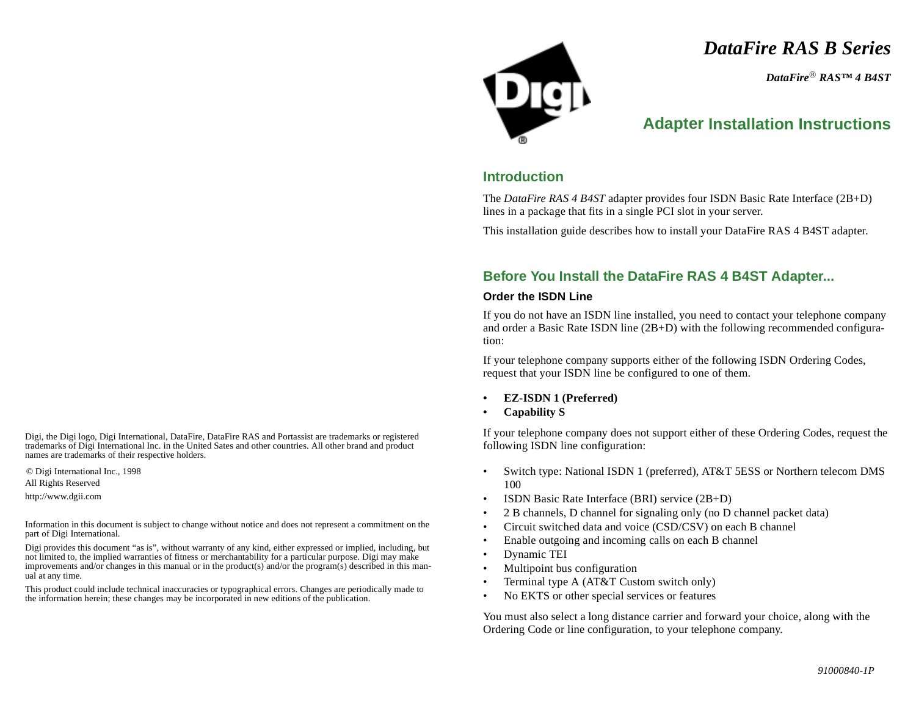# DataFire RAS B Series

***DataFire® RAS™ 4 B4ST***

## Adapter Installation Instructions

### Introduction

The *DataFire RAS 4 B4ST* adapter provides four ISDN Basic Rate Interface (2B+D) lines in a package that fits in a single PCI slot in your server.

This installation guide describes how to install your DataFire RAS 4 B4ST adapter.

### Before You Install the DataFire RAS 4 B4ST Adapter...

#### Order the ISDN Line

If you do not have an ISDN line installed, you need to contact your telephone company and order a Basic Rate ISDN line (2B+D) with the following recommended configuration:

If your telephone company supports either of the following ISDN Ordering Codes, request that your ISDN line be configured to one of them.

- **EZ-ISDN 1 (Preferred)**
- **Capability S**

If your telephone company does not support either of these Ordering Codes, request the following ISDN line configuration:

- Switch type: National ISDN 1 (preferred), AT&T 5ESS or Northern telecom DMS 100
- ISDN Basic Rate Interface (BRI) service (2B+D)
- 2 B channels, D channel for signaling only (no D channel packet data)
- Circuit switched data and voice (CSD/CSV) on each B channel
- Enable outgoing and incoming calls on each B channel
- Dynamic TEI
- Multipoint bus configuration
- Terminal type A (AT&T Custom switch only)
- No EKTS or other special services or features

You must also select a long distance carrier and forward your choice, along with the Ordering Code or line configuration, to your telephone company.

91000840-1P

---

Digi, the Digi logo, Digi International, DataFire, DataFire RAS and Portassist are trademarks or registered trademarks of Digi International Inc. in the United Sates and other countries. All other brand and product names are trademarks of their respective holders.

© Digi International Inc., 1998

All Rights Reserved

http://www.dgii.com

Information in this document is subject to change without notice and does not represent a commitment on the part of Digi International.

Digi provides this document "as is", without warranty of any kind, either expressed or implied, including, but not limited to, the implied warranties of fitness or merchantability for a particular purpose. Digi may make improvements and/or changes in this manual or in the product(s) and/or the program(s) described in this manual at any time.

This product could include technical inaccuracies or typographical errors. Changes are periodically made to the information herein; these changes may be incorporated in new editions of the publication.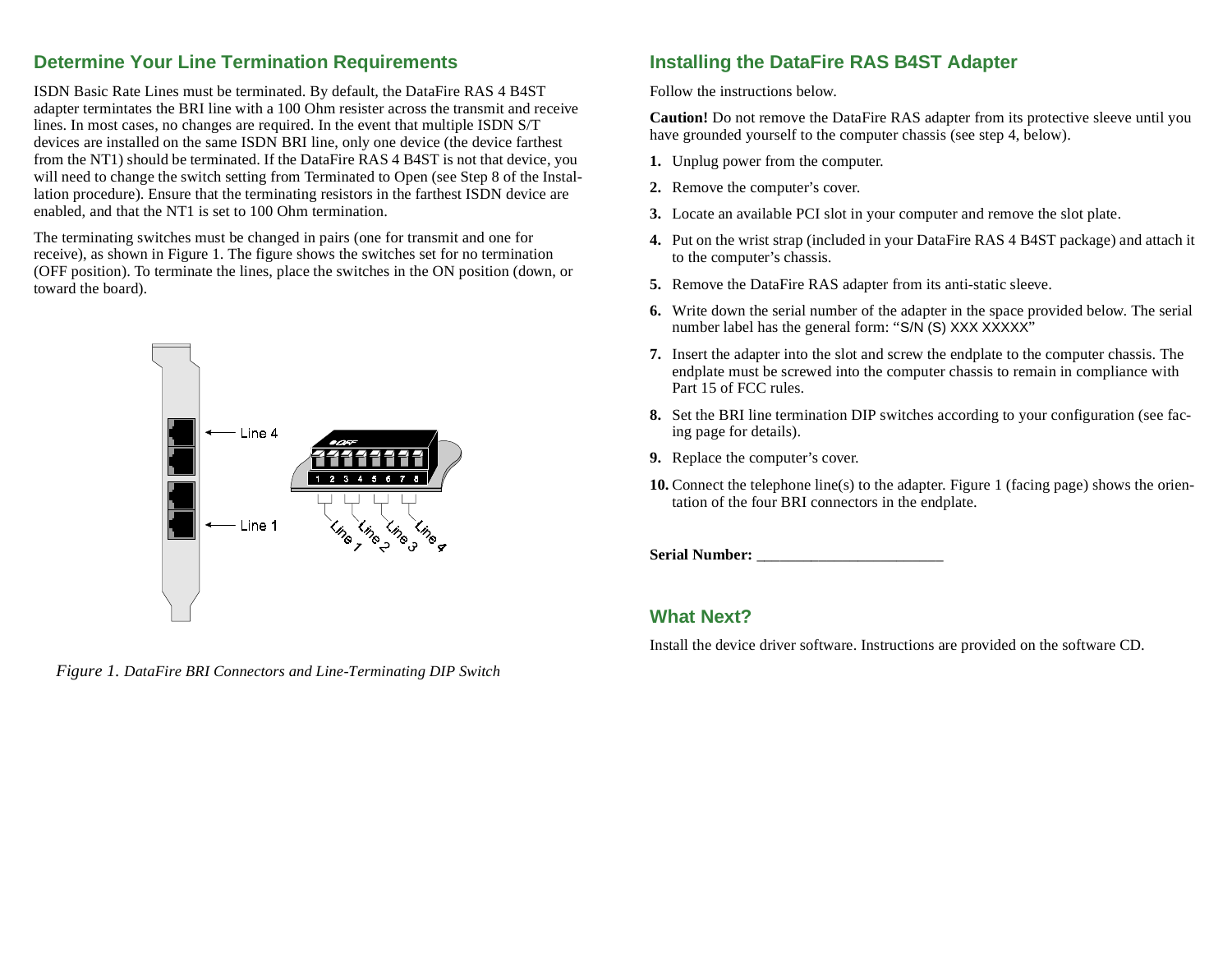## Determine Your Line Termination Requirements

ISDN Basic Rate Lines must be terminated. By default, the DataFire RAS 4 B4ST adapter termintates the BRI line with a 100 Ohm resister across the transmit and receive lines. In most cases, no changes are required. In the event that multiple ISDN S/T devices are installed on the same ISDN BRI line, only one device (the device farthest from the NT1) should be terminated. If the DataFire RAS 4 B4ST is not that device, you will need to change the switch setting from Terminated to Open (see Step 8 of the Installation procedure). Ensure that the terminating resistors in the farthest ISDN device are enabled, and that the NT1 is set to 100 Ohm termination.

The terminating switches must be changed in pairs (one for transmit and one for receive), as shown in Figure 1. The figure shows the switches set for no termination (OFF position). To terminate the lines, place the switches in the ON position (down, or toward the board).

Line 4

Line 1

OFF

1 2 3 4 5 6 7 8

Line 1 Line 2 Line 3 Line 4

*Figure 1. DataFire BRI Connectors and Line-Terminating DIP Switch*

## Installing the DataFire RAS B4ST Adapter

Follow the instructions below.

**Caution!** Do not remove the DataFire RAS adapter from its protective sleeve until you have grounded yourself to the computer chassis (see step 4, below).

1. Unplug power from the computer.
2. Remove the computer's cover.
3. Locate an available PCI slot in your computer and remove the slot plate.
4. Put on the wrist strap (included in your DataFire RAS 4 B4ST package) and attach it to the computer's chassis.
5. Remove the DataFire RAS adapter from its anti-static sleeve.
6. Write down the serial number of the adapter in the space provided below. The serial number label has the general form: "S/N (S) XXX XXXXX"
7. Insert the adapter into the slot and screw the endplate to the computer chassis. The endplate must be screwed into the computer chassis to remain in compliance with Part 15 of FCC rules.
8. Set the BRI line termination DIP switches according to your configuration (see facing page for details).
9. Replace the computer's cover.
10. Connect the telephone line(s) to the adapter. Figure 1 (facing page) shows the orientation of the four BRI connectors in the endplate.

**Serial Number:** ________________________

## What Next?

Install the device driver software. Instructions are provided on the software CD.